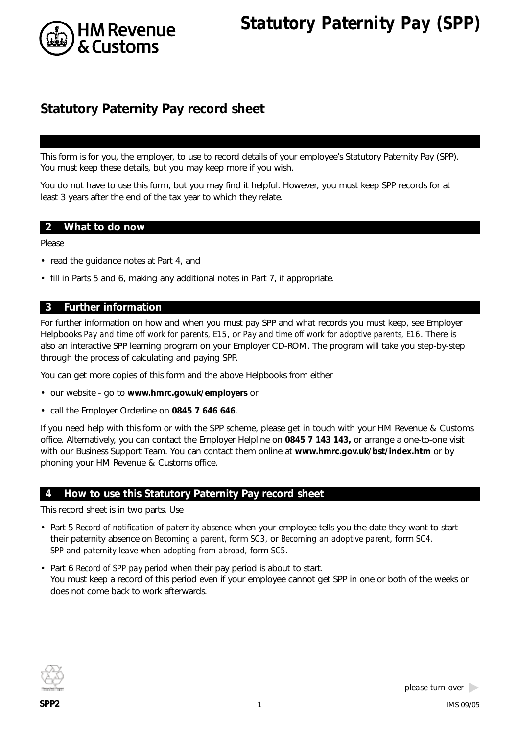# Statutory Paternity Pay (SPP)

HM Revenue & Customs

## Statutory Paternity Pay record sheet

This form is for you, the employer, to use to record details of your employee's Statutory Paternity Pay (SPP). You must keep these details, but you may keep more if you wish.

You do not have to use this form, but you may find it helpful. However, you must keep SPP records for at least 3 years after the end of the tax year to which they relate.

### 2 What to do now

Please

- read the guidance notes at Part 4, and
- fill in Parts 5 and 6, making any additional notes in Part 7, if appropriate.

### 3 Further information

For further information on how and when you must pay SPP and what records you must keep, see Employer Helpbooks *Pay and time off work for parents, E15*, or *Pay and time off work for adoptive parents, E16*. There is also an interactive SPP learning program on your Employer CD-ROM. The program will take you step-by-step through the process of calculating and paying SPP.

You can get more copies of this form and the above Helpbooks from either

- our website - go to **www.hmrc.gov.uk/employers** or
- call the Employer Orderline on **0845 7 646 646**.

If you need help with this form or with the SPP scheme, please get in touch with your HM Revenue & Customs office. Alternatively, you can contact the Employer Helpline on **0845 7 143 143,** or arrange a one-to-one visit with our Business Support Team. You can contact them online at **www.hmrc.gov.uk/bst/index.htm** or by phoning your HM Revenue & Customs office.

### 4 How to use this Statutory Paternity Pay record sheet

This record sheet is in two parts. Use

- Part 5 *Record of notification of paternity absence* when your employee tells you the date they want to start their paternity absence on *Becoming a parent*, form *SC3*, or *Becoming an adoptive parent*, form *SC4*. *SPP and paternity leave when adopting from abroad*, form *SC5*.
- Part 6 *Record of SPP pay period* when their pay period is about to start. You must keep a record of this period even if your employee cannot get SPP in one or both of the weeks or does not come back to work afterwards.

*please turn over*

SPP2

IMS 09/05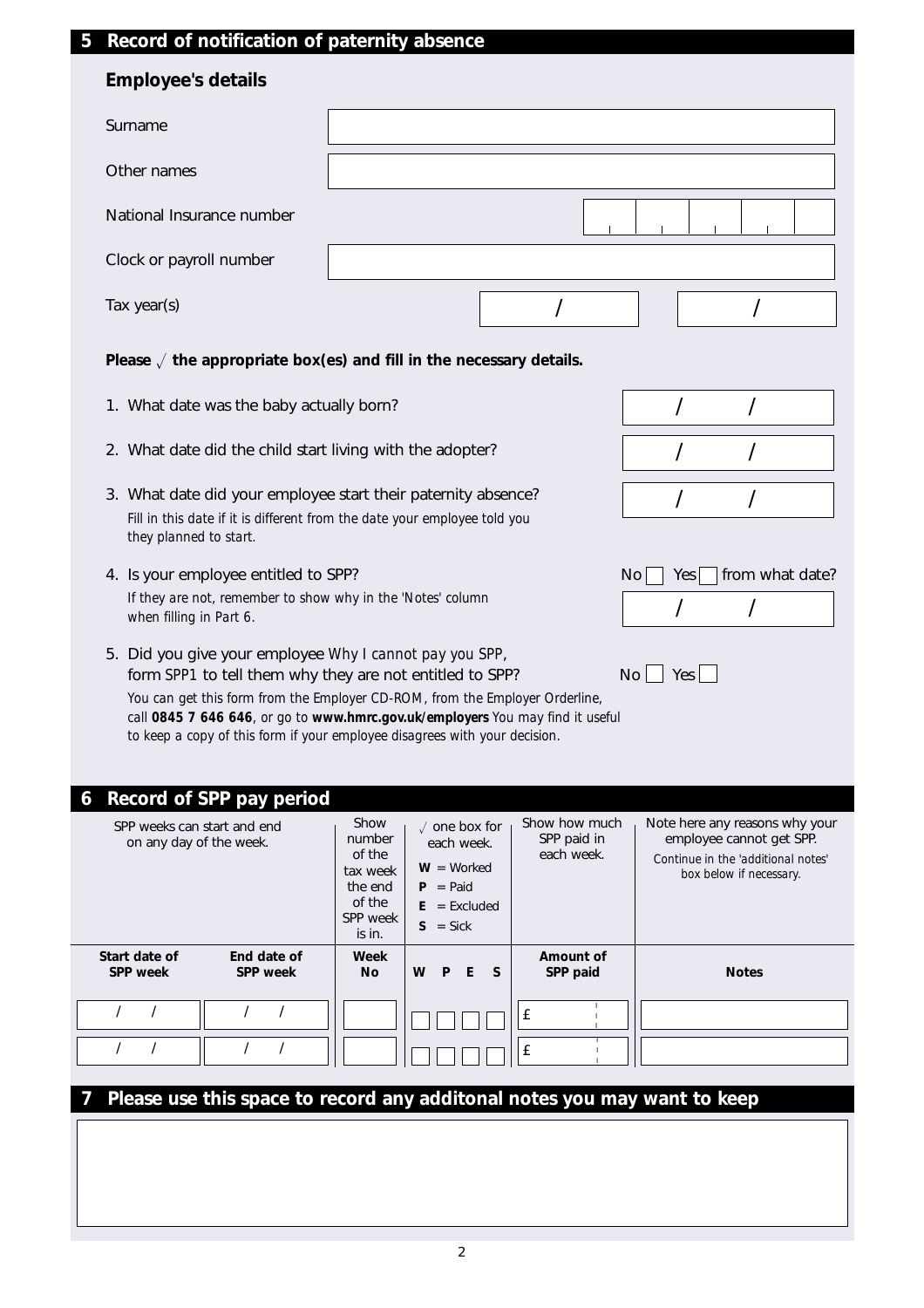## 5 Record of notification of paternity absence

### Employee's details

Surname

Other names

National Insurance number

Clock or payroll number

Tax year(s) / /

**Please √ the appropriate box(es) and fill in the necessary details.**

1. What date was the baby actually born? / /
2. What date did the child start living with the adopter? / /
3. What date did your employee start their paternity absence? / /
   *Fill in this date if it is different from the date your employee told you they planned to start.*
4. Is your employee entitled to SPP? No ☐ Yes ☐ from what date? / /
   *If they are not, remember to show why in the 'Notes' column when filling in Part 6.*
5. Did you give your employee *Why I cannot pay you SPP*, form SPP1 to tell them why they are not entitled to SPP? No ☐ Yes ☐
   *You can get this form from the Employer CD-ROM, from the Employer Orderline, call* ***0845 7 646 646****, or go to* ***www.hmrc.gov.uk/employers*** *You may find it useful to keep a copy of this form if your employee disagrees with your decision.*

## 6 Record of SPP pay period

| SPP weeks can start and end on any day of the week. | | Show number of the tax week the end of the SPP week is in. | √ one box for each week. **W** = Worked **P** = Paid **E** = Excluded **S** = Sick | Show how much SPP paid in each week. | Note here any reasons why your employee cannot get SPP. *Continue in the 'additional notes' box below if necessary.* |
|---|---|---|---|---|---|
| **Start date of SPP week** | **End date of SPP week** | **Week No** | **W P E S** | **Amount of SPP paid** | **Notes** |
| / / | / / | | ☐ ☐ ☐ ☐ | £ | |
| / / | / / | | ☐ ☐ ☐ ☐ | £ | |

## 7 Please use this space to record any additonal notes you may want to keep